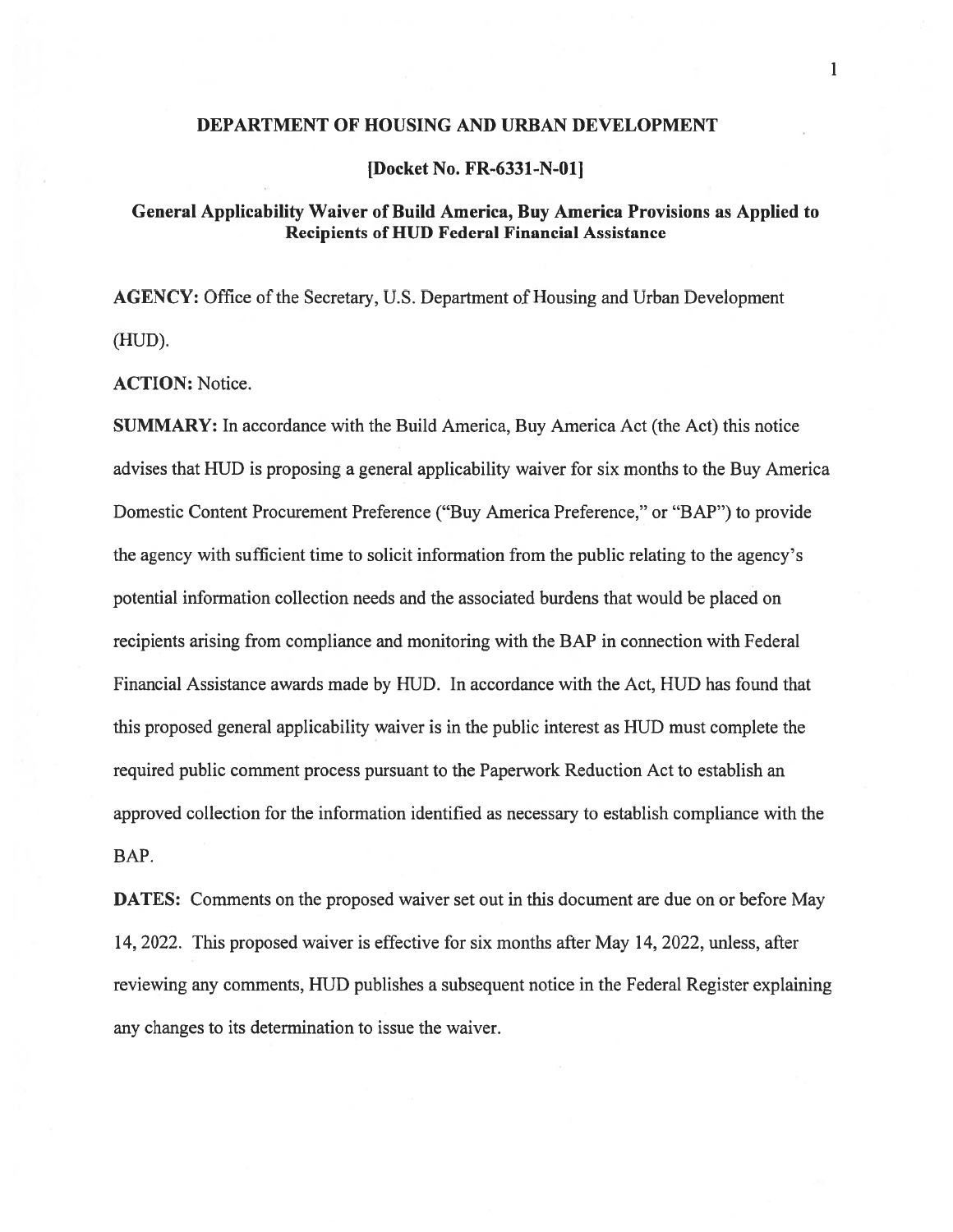**DEPARTMENT OF HOUSING AND URBAN DEVELOPMENT**

**[Docket No. FR-6331-N-01]**

## General Applicability Waiver of Build America, Buy America Provisions as Applied to Recipients of HUD Federal Financial Assistance

**AGENCY:** Office of the Secretary, U.S. Department of Housing and Urban Development (HUD).

**ACTION:** Notice.

**SUMMARY:** In accordance with the Build America, Buy America Act (the Act) this notice advises that HUD is proposing a general applicability waiver for six months to the Buy America Domestic Content Procurement Preference ("Buy America Preference," or "BAP") to provide the agency with sufficient time to solicit information from the public relating to the agency's potential information collection needs and the associated burdens that would be placed on recipients arising from compliance and monitoring with the BAP in connection with Federal Financial Assistance awards made by HUD. In accordance with the Act, HUD has found that this proposed general applicability waiver is in the public interest as HUD must complete the required public comment process pursuant to the Paperwork Reduction Act to establish an approved collection for the information identified as necessary to establish compliance with the BAP.

**DATES:** Comments on the proposed waiver set out in this document are due on or before May 14, 2022. This proposed waiver is effective for six months after May 14, 2022, unless, after reviewing any comments, HUD publishes a subsequent notice in the Federal Register explaining any changes to its determination to issue the waiver.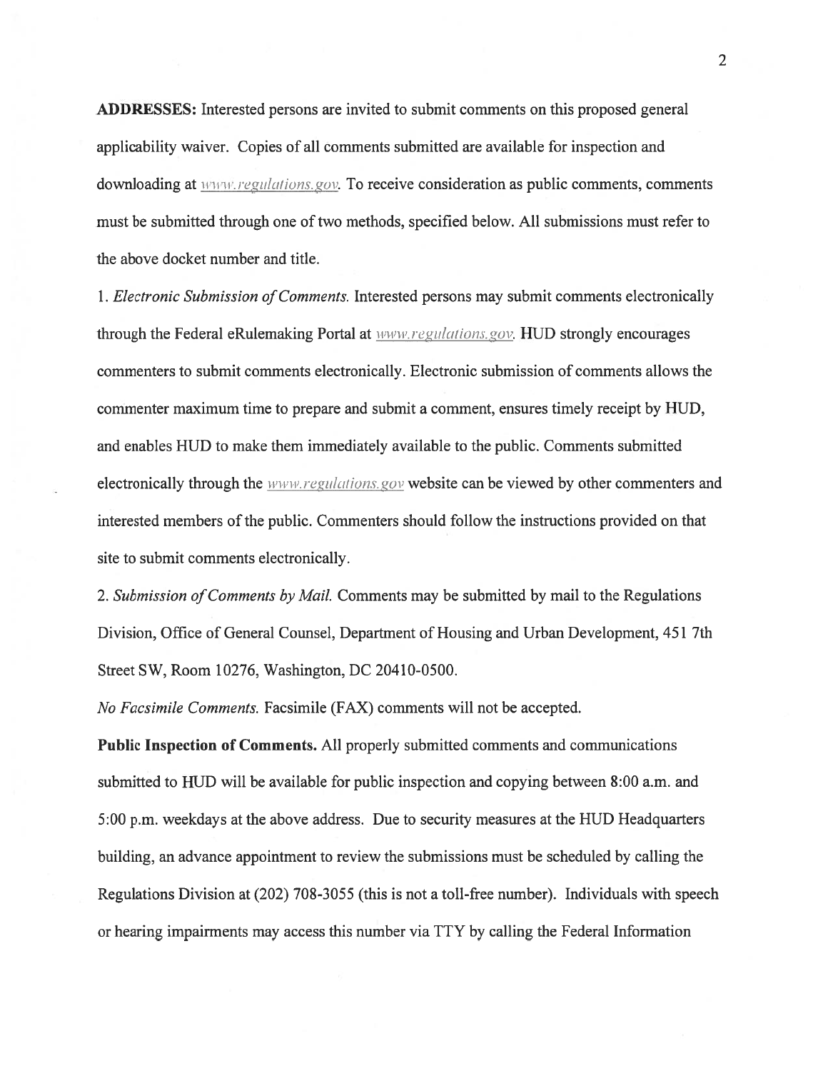**ADDRESSES:** Interested persons are invited to submit comments on this proposed general applicability waiver. Copies of all comments submitted are available for inspection and downloading at www.regulations.gov. To receive consideration as public comments, comments must be submitted through one of two methods, specified below. All submissions must refer to the above docket number and title.

1. *Electronic Submission of Comments.* Interested persons may submit comments electronically through the Federal eRulemaking Portal at www.regulations.gov. HUD strongly encourages commenters to submit comments electronically. Electronic submission of comments allows the commenter maximum time to prepare and submit a comment, ensures timely receipt by HUD, and enables HUD to make them immediately available to the public. Comments submitted electronically through the www.regulations.gov website can be viewed by other commenters and interested members of the public. Commenters should follow the instructions provided on that site to submit comments electronically.

2. *Submission of Comments by Mail.* Comments may be submitted by mail to the Regulations Division, Office of General Counsel, Department of Housing and Urban Development, 451 7th Street SW, Room 10276, Washington, DC 20410-0500.

*No Facsimile Comments.* Facsimile (FAX) comments will not be accepted.

**Public Inspection of Comments.** All properly submitted comments and communications submitted to HUD will be available for public inspection and copying between 8:00 a.m. and 5:00 p.m. weekdays at the above address. Due to security measures at the HUD Headquarters building, an advance appointment to review the submissions must be scheduled by calling the Regulations Division at (202) 708-3055 (this is not a toll-free number). Individuals with speech or hearing impairments may access this number via TTY by calling the Federal Information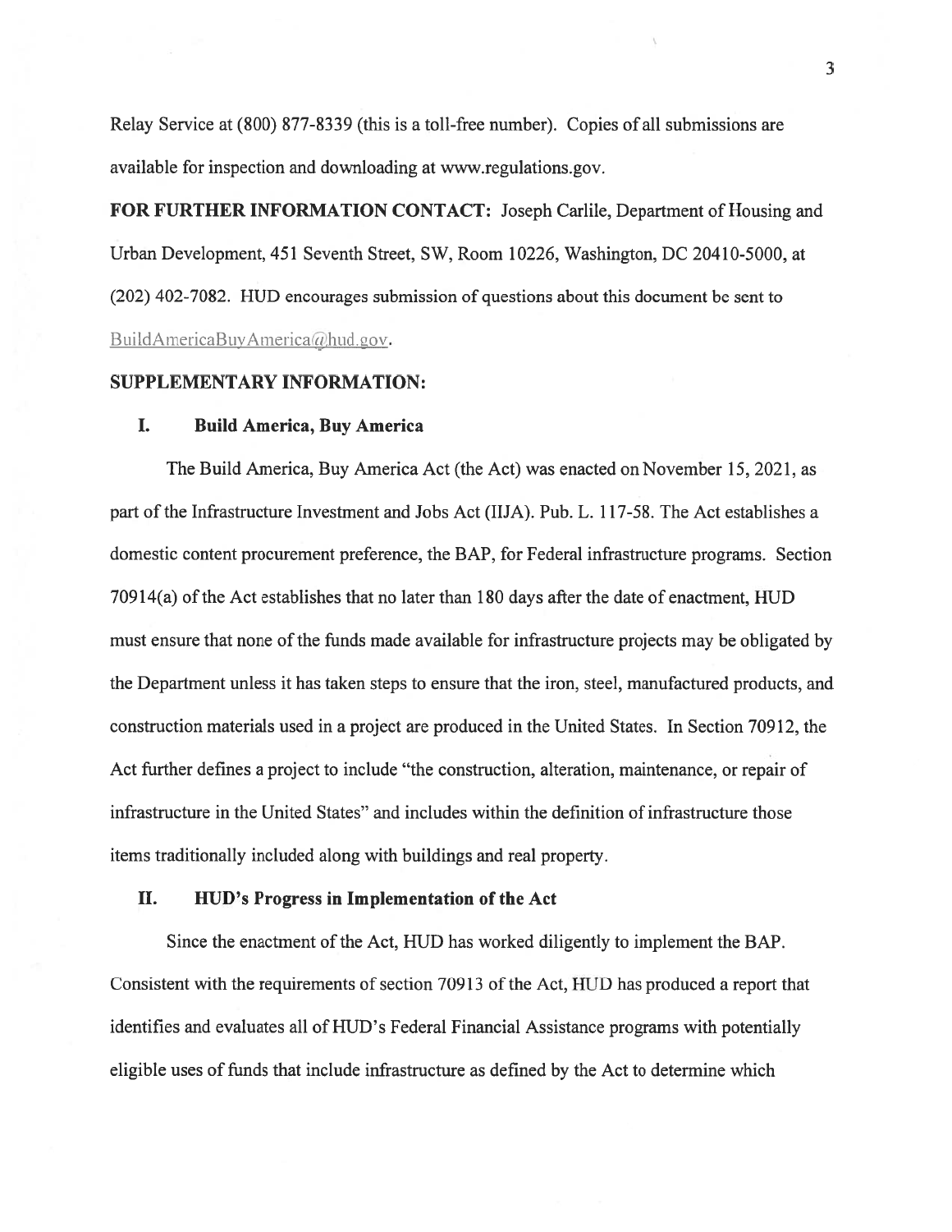Relay Service at (800) 877-8339 (this is a toll-free number). Copies of all submissions are available for inspection and downloading at www.regulations.gov.

**FOR FURTHER INFORMATION CONTACT:** Joseph Carlile, Department of Housing and Urban Development, 451 Seventh Street, SW, Room 10226, Washington, DC 20410-5000, at (202) 402-7082. HUD encourages submission of questions about this document be sent to BuildAmericaBuyAmerica@hud.gov.

**SUPPLEMENTARY INFORMATION:**

## I. Build America, Buy America

The Build America, Buy America Act (the Act) was enacted on November 15, 2021, as part of the Infrastructure Investment and Jobs Act (IIJA). Pub. L. 117-58. The Act establishes a domestic content procurement preference, the BAP, for Federal infrastructure programs. Section 70914(a) of the Act establishes that no later than 180 days after the date of enactment, HUD must ensure that none of the funds made available for infrastructure projects may be obligated by the Department unless it has taken steps to ensure that the iron, steel, manufactured products, and construction materials used in a project are produced in the United States. In Section 70912, the Act further defines a project to include "the construction, alteration, maintenance, or repair of infrastructure in the United States" and includes within the definition of infrastructure those items traditionally included along with buildings and real property.

## II. HUD's Progress in Implementation of the Act

Since the enactment of the Act, HUD has worked diligently to implement the BAP. Consistent with the requirements of section 70913 of the Act, HUD has produced a report that identifies and evaluates all of HUD's Federal Financial Assistance programs with potentially eligible uses of funds that include infrastructure as defined by the Act to determine which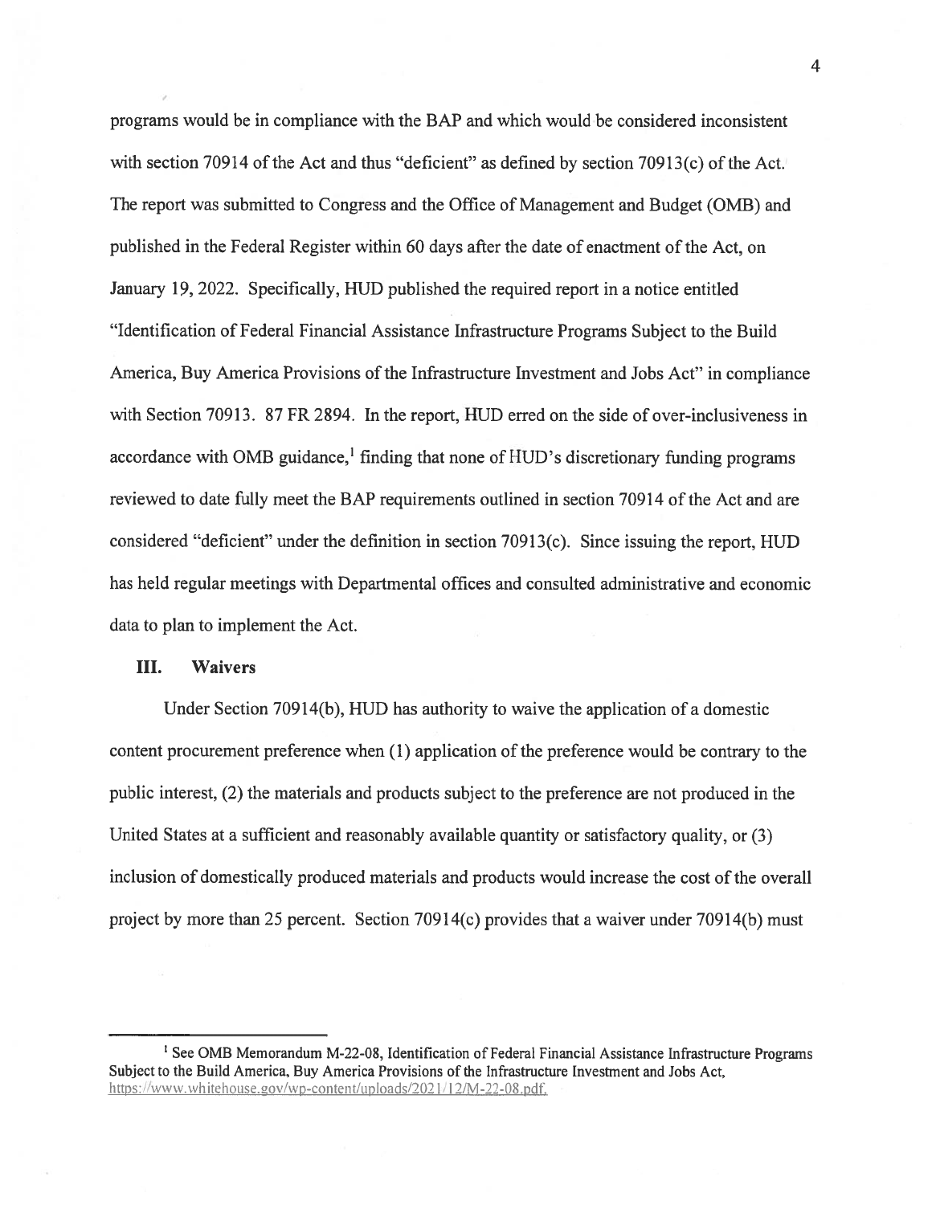programs would be in compliance with the BAP and which would be considered inconsistent with section 70914 of the Act and thus "deficient" as defined by section 70913(c) of the Act. The report was submitted to Congress and the Office of Management and Budget (OMB) and published in the Federal Register within 60 days after the date of enactment of the Act, on January 19, 2022. Specifically, HUD published the required report in a notice entitled "Identification of Federal Financial Assistance Infrastructure Programs Subject to the Build America, Buy America Provisions of the Infrastructure Investment and Jobs Act" in compliance with Section 70913. 87 FR 2894. In the report, HUD erred on the side of over-inclusiveness in accordance with OMB guidance,[1] finding that none of HUD's discretionary funding programs reviewed to date fully meet the BAP requirements outlined in section 70914 of the Act and are considered "deficient" under the definition in section 70913(c). Since issuing the report, HUD has held regular meetings with Departmental offices and consulted administrative and economic data to plan to implement the Act.

## III. Waivers

Under Section 70914(b), HUD has authority to waive the application of a domestic content procurement preference when (1) application of the preference would be contrary to the public interest, (2) the materials and products subject to the preference are not produced in the United States at a sufficient and reasonably available quantity or satisfactory quality, or (3) inclusion of domestically produced materials and products would increase the cost of the overall project by more than 25 percent. Section 70914(c) provides that a waiver under 70914(b) must

---

[1] See OMB Memorandum M-22-08, Identification of Federal Financial Assistance Infrastructure Programs Subject to the Build America, Buy America Provisions of the Infrastructure Investment and Jobs Act, https://www.whitehouse.gov/wp-content/uploads/2021/12/M-22-08.pdf.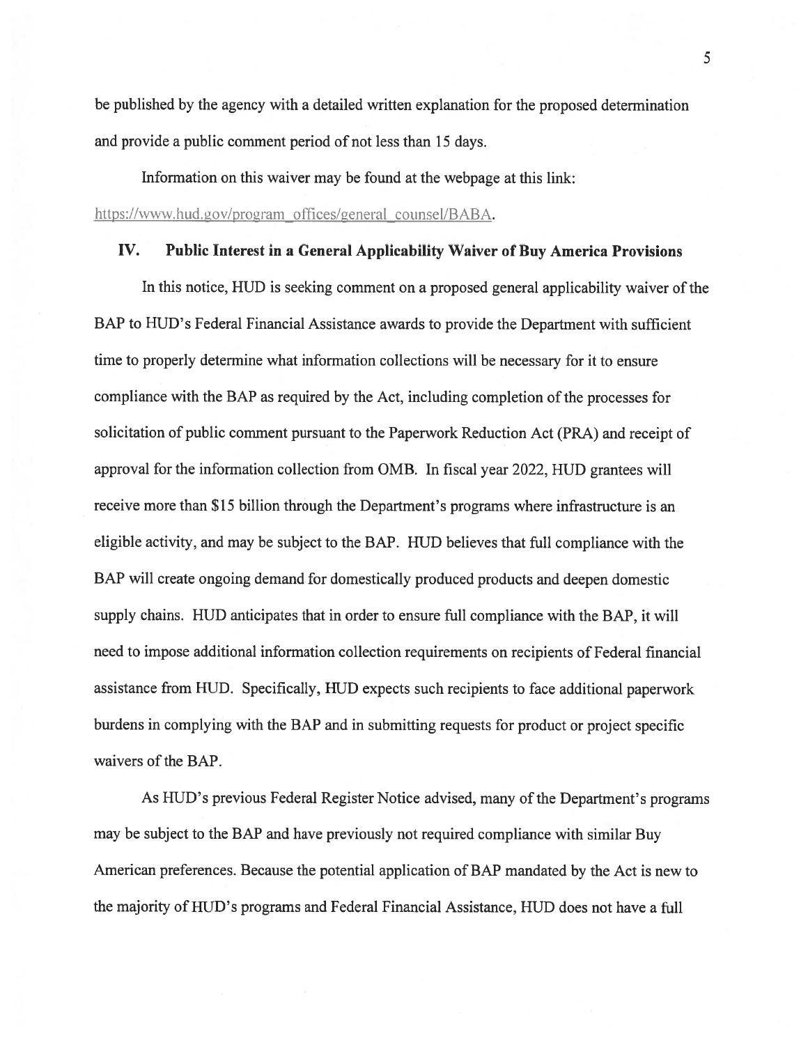be published by the agency with a detailed written explanation for the proposed determination and provide a public comment period of not less than 15 days.

Information on this waiver may be found at the webpage at this link: https://www.hud.gov/program_offices/general_counsel/BABA.

## IV. Public Interest in a General Applicability Waiver of Buy America Provisions

In this notice, HUD is seeking comment on a proposed general applicability waiver of the BAP to HUD's Federal Financial Assistance awards to provide the Department with sufficient time to properly determine what information collections will be necessary for it to ensure compliance with the BAP as required by the Act, including completion of the processes for solicitation of public comment pursuant to the Paperwork Reduction Act (PRA) and receipt of approval for the information collection from OMB. In fiscal year 2022, HUD grantees will receive more than $15 billion through the Department's programs where infrastructure is an eligible activity, and may be subject to the BAP. HUD believes that full compliance with the BAP will create ongoing demand for domestically produced products and deepen domestic supply chains. HUD anticipates that in order to ensure full compliance with the BAP, it will need to impose additional information collection requirements on recipients of Federal financial assistance from HUD. Specifically, HUD expects such recipients to face additional paperwork burdens in complying with the BAP and in submitting requests for product or project specific waivers of the BAP.

As HUD's previous Federal Register Notice advised, many of the Department's programs may be subject to the BAP and have previously not required compliance with similar Buy American preferences. Because the potential application of BAP mandated by the Act is new to the majority of HUD's programs and Federal Financial Assistance, HUD does not have a full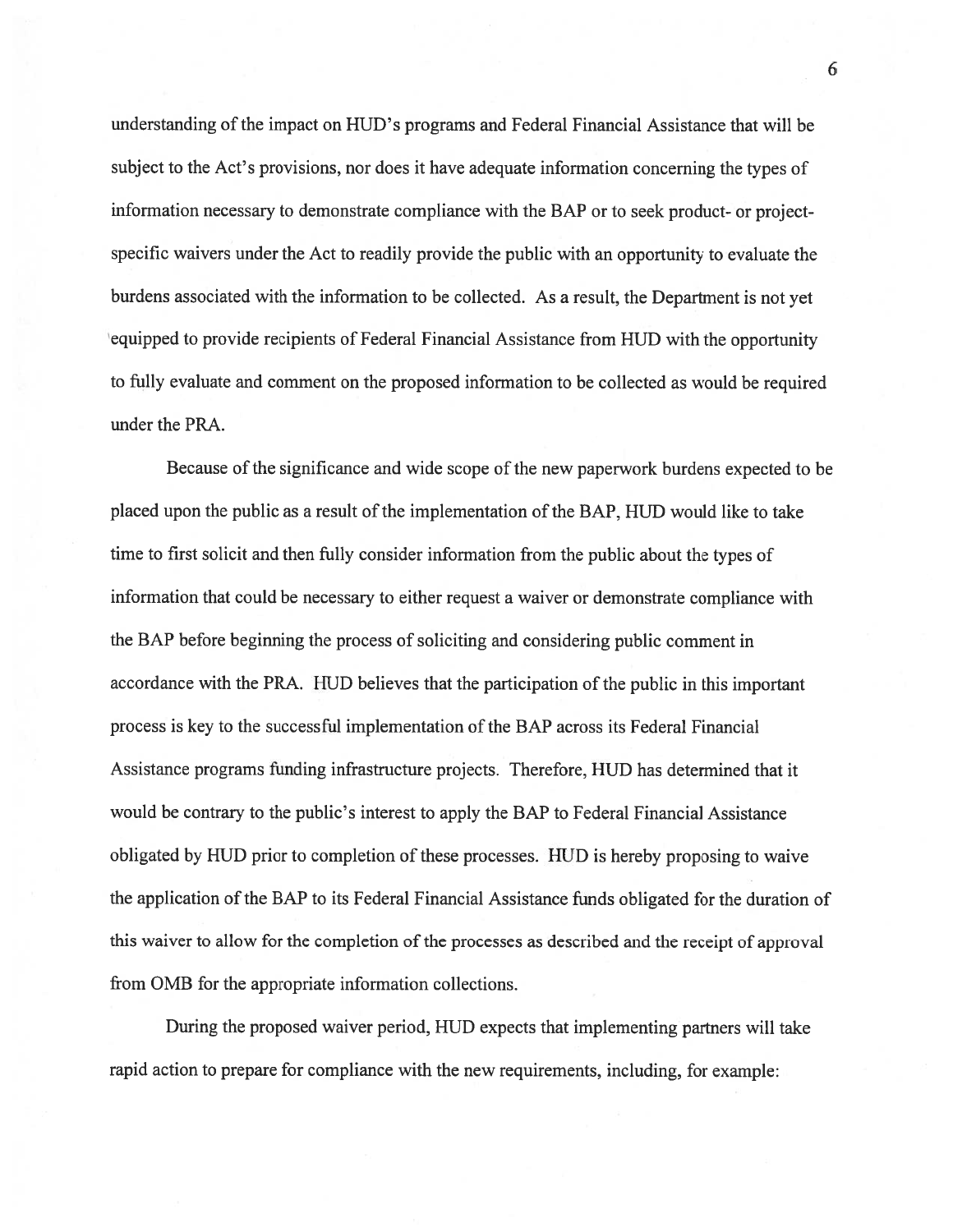understanding of the impact on HUD's programs and Federal Financial Assistance that will be subject to the Act's provisions, nor does it have adequate information concerning the types of information necessary to demonstrate compliance with the BAP or to seek product- or project-specific waivers under the Act to readily provide the public with an opportunity to evaluate the burdens associated with the information to be collected. As a result, the Department is not yet equipped to provide recipients of Federal Financial Assistance from HUD with the opportunity to fully evaluate and comment on the proposed information to be collected as would be required under the PRA.

Because of the significance and wide scope of the new paperwork burdens expected to be placed upon the public as a result of the implementation of the BAP, HUD would like to take time to first solicit and then fully consider information from the public about the types of information that could be necessary to either request a waiver or demonstrate compliance with the BAP before beginning the process of soliciting and considering public comment in accordance with the PRA. HUD believes that the participation of the public in this important process is key to the successful implementation of the BAP across its Federal Financial Assistance programs funding infrastructure projects. Therefore, HUD has determined that it would be contrary to the public's interest to apply the BAP to Federal Financial Assistance obligated by HUD prior to completion of these processes. HUD is hereby proposing to waive the application of the BAP to its Federal Financial Assistance funds obligated for the duration of this waiver to allow for the completion of the processes as described and the receipt of approval from OMB for the appropriate information collections.

During the proposed waiver period, HUD expects that implementing partners will take rapid action to prepare for compliance with the new requirements, including, for example: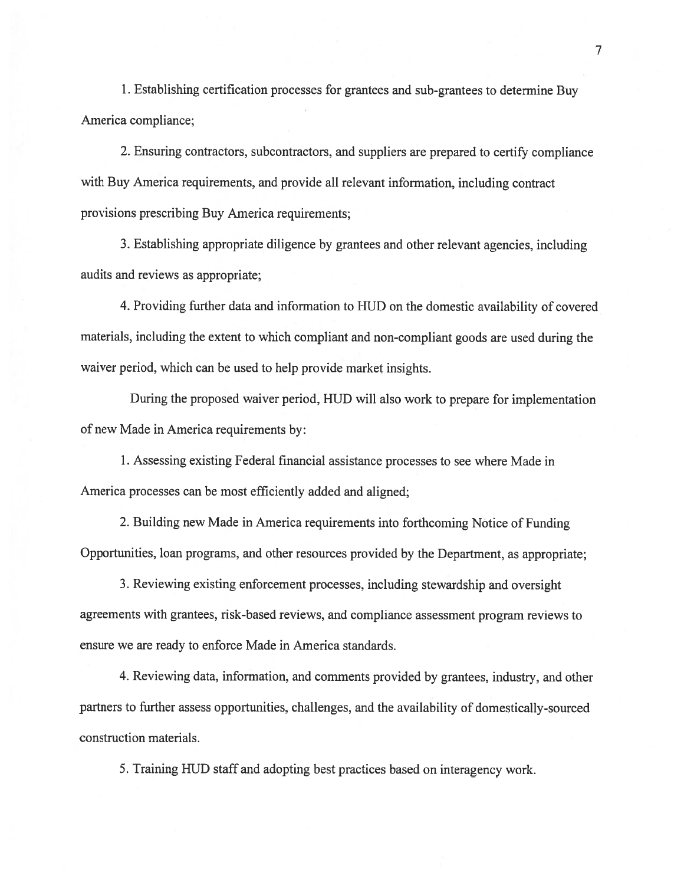1. Establishing certification processes for grantees and sub-grantees to determine Buy America compliance;

2. Ensuring contractors, subcontractors, and suppliers are prepared to certify compliance with Buy America requirements, and provide all relevant information, including contract provisions prescribing Buy America requirements;

3. Establishing appropriate diligence by grantees and other relevant agencies, including audits and reviews as appropriate;

4. Providing further data and information to HUD on the domestic availability of covered materials, including the extent to which compliant and non-compliant goods are used during the waiver period, which can be used to help provide market insights.

During the proposed waiver period, HUD will also work to prepare for implementation of new Made in America requirements by:

1. Assessing existing Federal financial assistance processes to see where Made in America processes can be most efficiently added and aligned;

2. Building new Made in America requirements into forthcoming Notice of Funding Opportunities, loan programs, and other resources provided by the Department, as appropriate;

3. Reviewing existing enforcement processes, including stewardship and oversight agreements with grantees, risk-based reviews, and compliance assessment program reviews to ensure we are ready to enforce Made in America standards.

4. Reviewing data, information, and comments provided by grantees, industry, and other partners to further assess opportunities, challenges, and the availability of domestically-sourced construction materials.

5. Training HUD staff and adopting best practices based on interagency work.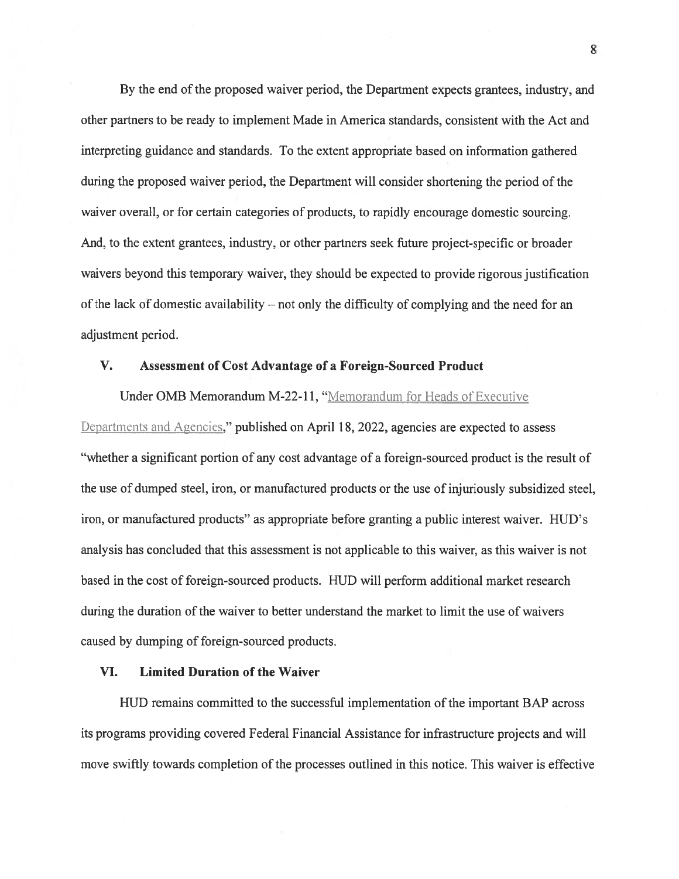By the end of the proposed waiver period, the Department expects grantees, industry, and other partners to be ready to implement Made in America standards, consistent with the Act and interpreting guidance and standards. To the extent appropriate based on information gathered during the proposed waiver period, the Department will consider shortening the period of the waiver overall, or for certain categories of products, to rapidly encourage domestic sourcing. And, to the extent grantees, industry, or other partners seek future project-specific or broader waivers beyond this temporary waiver, they should be expected to provide rigorous justification of the lack of domestic availability – not only the difficulty of complying and the need for an adjustment period.

## V. Assessment of Cost Advantage of a Foreign-Sourced Product

Under OMB Memorandum M-22-11, "Memorandum for Heads of Executive Departments and Agencies," published on April 18, 2022, agencies are expected to assess "whether a significant portion of any cost advantage of a foreign-sourced product is the result of the use of dumped steel, iron, or manufactured products or the use of injuriously subsidized steel, iron, or manufactured products" as appropriate before granting a public interest waiver. HUD's analysis has concluded that this assessment is not applicable to this waiver, as this waiver is not based in the cost of foreign-sourced products. HUD will perform additional market research during the duration of the waiver to better understand the market to limit the use of waivers caused by dumping of foreign-sourced products.

## VI. Limited Duration of the Waiver

HUD remains committed to the successful implementation of the important BAP across its programs providing covered Federal Financial Assistance for infrastructure projects and will move swiftly towards completion of the processes outlined in this notice. This waiver is effective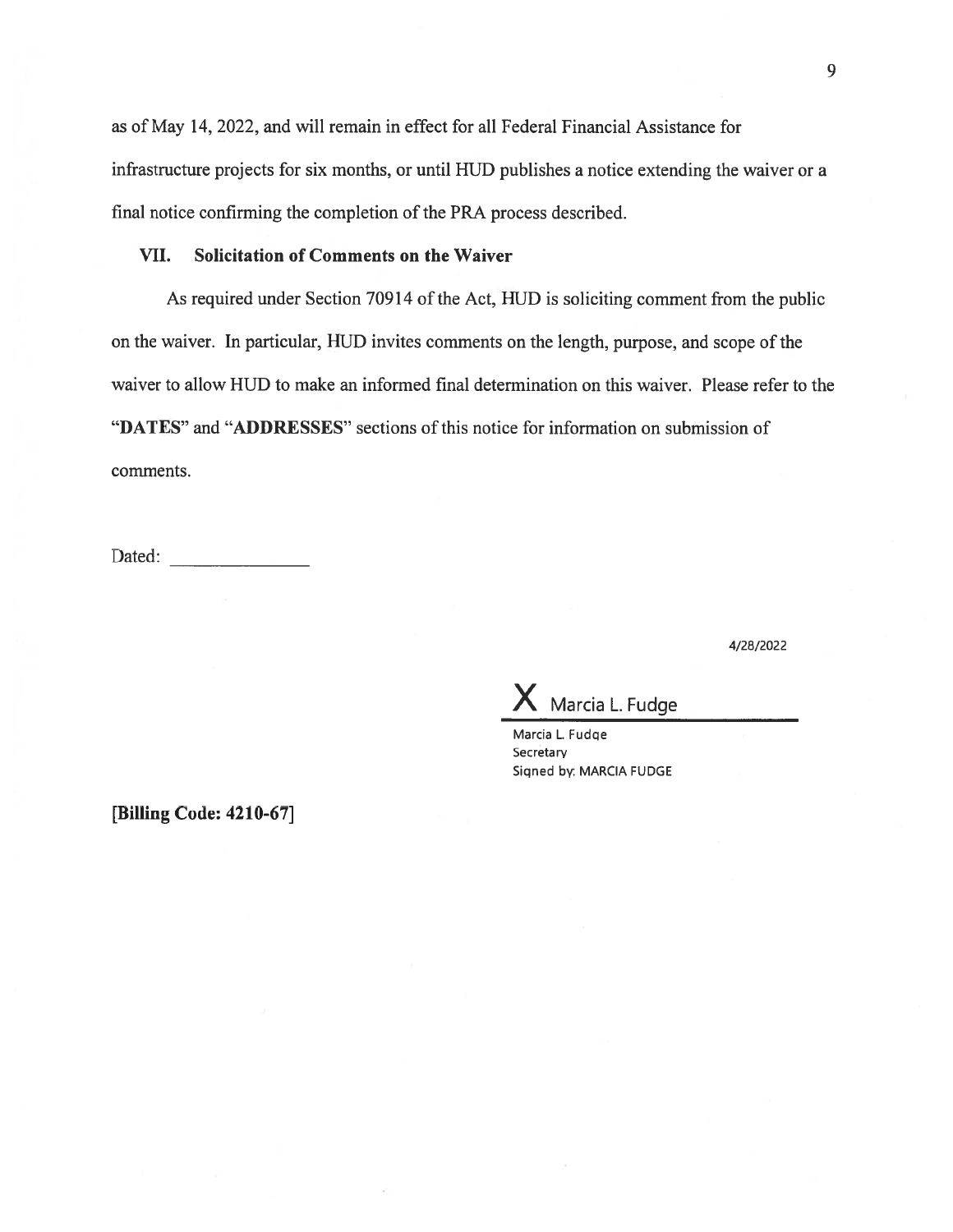as of May 14, 2022, and will remain in effect for all Federal Financial Assistance for infrastructure projects for six months, or until HUD publishes a notice extending the waiver or a final notice confirming the completion of the PRA process described.

## VII. Solicitation of Comments on the Waiver

As required under Section 70914 of the Act, HUD is soliciting comment from the public on the waiver. In particular, HUD invites comments on the length, purpose, and scope of the waiver to allow HUD to make an informed final determination on this waiver. Please refer to the "**DATES**" and "**ADDRESSES**" sections of this notice for information on submission of comments.

Dated: _______________

4/28/2022

X Marcia L. Fudge

Marcia L. Fudge
Secretary
Signed by: MARCIA FUDGE

**[Billing Code: 4210-67]**